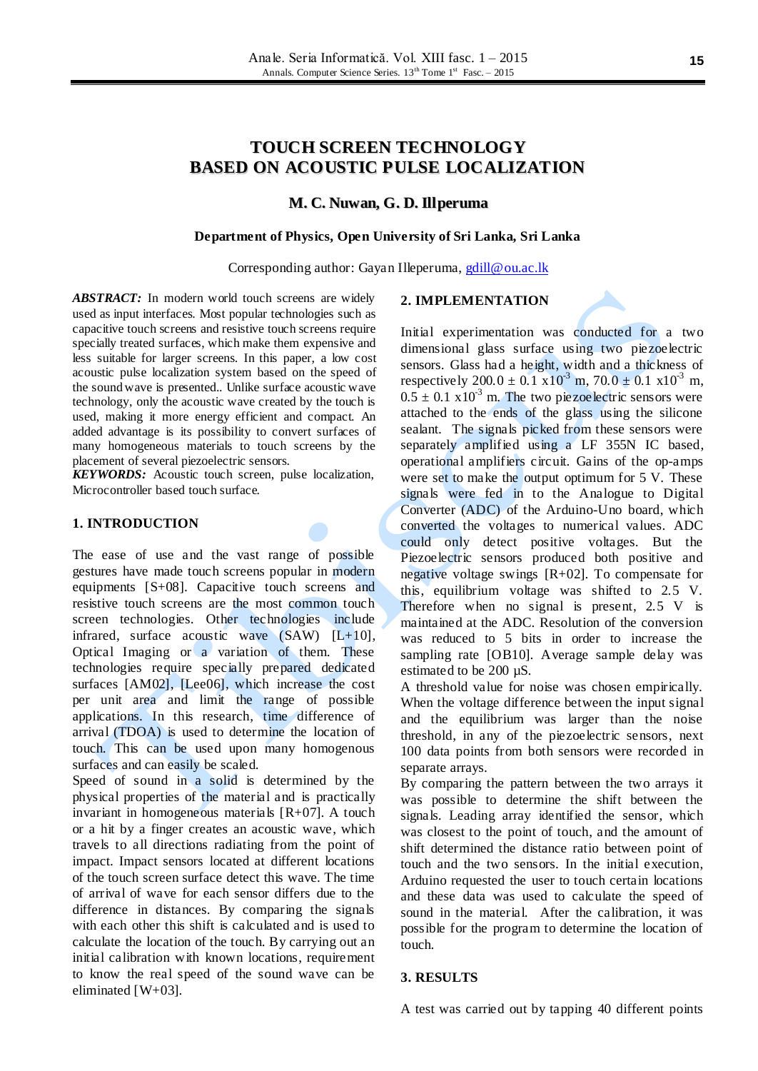# TOUCH SCREEN TECHNOLOGY BASED ON ACOUSTIC PULSE LOCALIZATION

**M. C. Nuwan, G. D. Illperuma**

**Department of Physics, Open University of Sri Lanka, Sri Lanka**

Corresponding author: Gayan Illeperuma, gdill@ou.ac.lk

***ABSTRACT:*** In modern world touch screens are widely used as input interfaces. Most popular technologies such as capacitive touch screens and resistive touch screens require specially treated surfaces, which make them expensive and less suitable for larger screens. In this paper, a low cost acoustic pulse localization system based on the speed of the sound wave is presented.. Unlike surface acoustic wave technology, only the acoustic wave created by the touch is used, making it more energy efficient and compact. An added advantage is its possibility to convert surfaces of many homogeneous materials to touch screens by the placement of several piezoelectric sensors.

***KEYWORDS:*** Acoustic touch screen, pulse localization, Microcontroller based touch surface.

## 1. INTRODUCTION

The ease of use and the vast range of possible gestures have made touch screens popular in modern equipments [S+08]. Capacitive touch screens and resistive touch screens are the most common touch screen technologies. Other technologies include infrared, surface acoustic wave (SAW) [L+10], Optical Imaging or a variation of them. These technologies require specially prepared dedicated surfaces [AM02], [Lee06], which increase the cost per unit area and limit the range of possible applications. In this research, time difference of arrival (TDOA) is used to determine the location of touch. This can be used upon many homogenous surfaces and can easily be scaled.

Speed of sound in a solid is determined by the physical properties of the material and is practically invariant in homogeneous materials [R+07]. A touch or a hit by a finger creates an acoustic wave, which travels to all directions radiating from the point of impact. Impact sensors located at different locations of the touch screen surface detect this wave. The time of arrival of wave for each sensor differs due to the difference in distances. By comparing the signals with each other this shift is calculated and is used to calculate the location of the touch. By carrying out an initial calibration with known locations, requirement to know the real speed of the sound wave can be eliminated [W+03].

## 2. IMPLEMENTATION

Initial experimentation was conducted for a two dimensional glass surface using two piezoelectric sensors. Glass had a height, width and a thickness of respectively $200.0 \pm 0.1 \times 10^{-3}$ m, $70.0 \pm 0.1 \times 10^{-3}$ m, $0.5 \pm 0.1 \times 10^{-3}$ m. The two piezoelectric sensors were attached to the ends of the glass using the silicone sealant. The signals picked from these sensors were separately amplified using a LF 355N IC based, operational amplifiers circuit. Gains of the op-amps were set to make the output optimum for 5 V. These signals were fed in to the Analogue to Digital Converter (ADC) of the Arduino-Uno board, which converted the voltages to numerical values. ADC could only detect positive voltages. But the Piezoelectric sensors produced both positive and negative voltage swings [R+02]. To compensate for this, equilibrium voltage was shifted to 2.5 V. Therefore when no signal is present, 2.5 V is maintained at the ADC. Resolution of the conversion was reduced to 5 bits in order to increase the sampling rate [OB10]. Average sample delay was estimated to be 200 µS.

A threshold value for noise was chosen empirically. When the voltage difference between the input signal and the equilibrium was larger than the noise threshold, in any of the piezoelectric sensors, next 100 data points from both sensors were recorded in separate arrays.

By comparing the pattern between the two arrays it was possible to determine the shift between the signals. Leading array identified the sensor, which was closest to the point of touch, and the amount of shift determined the distance ratio between point of touch and the two sensors. In the initial execution, Arduino requested the user to touch certain locations and these data was used to calculate the speed of sound in the material. After the calibration, it was possible for the program to determine the location of touch.

## 3. RESULTS

A test was carried out by tapping 40 different points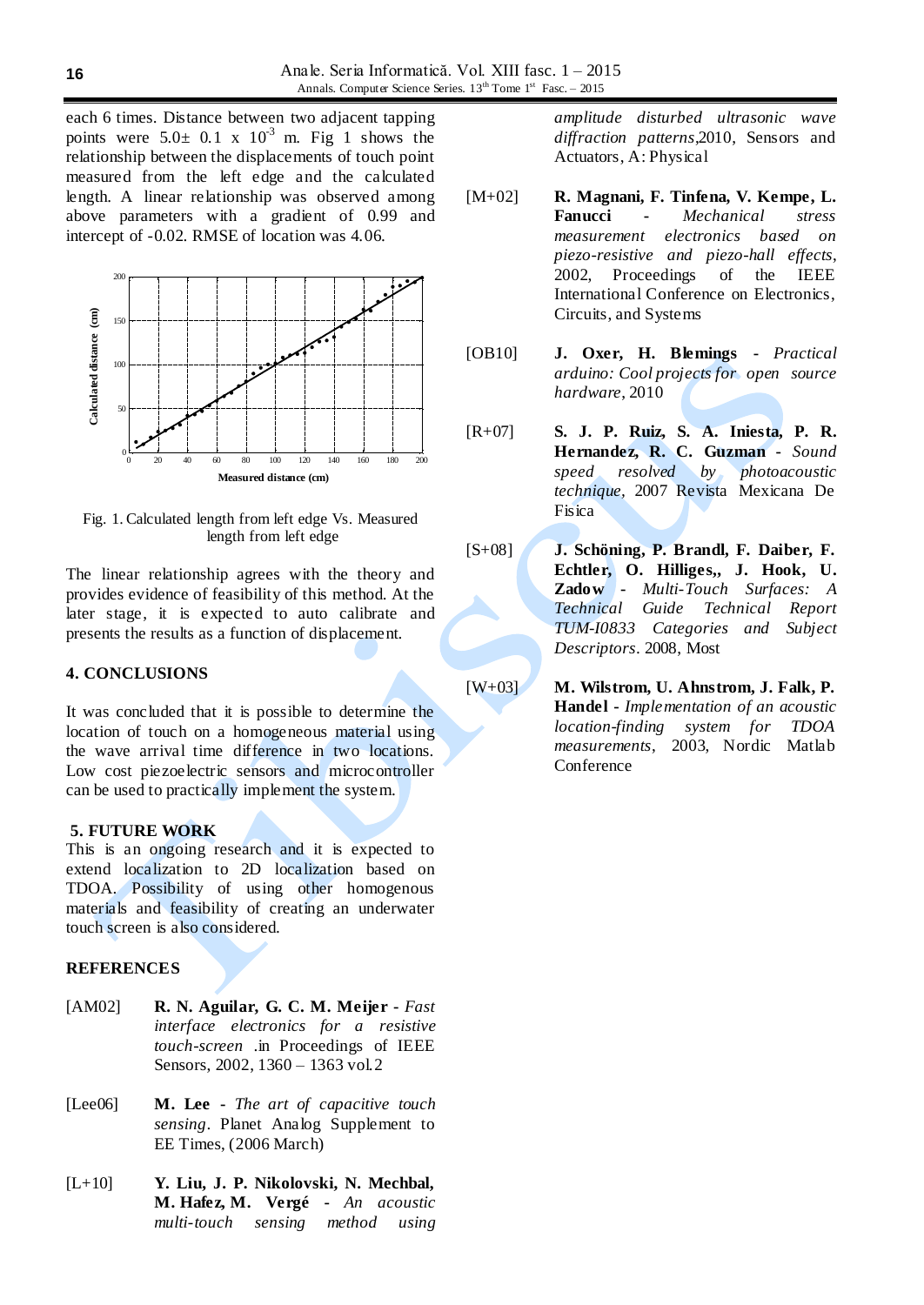each 6 times. Distance between two adjacent tapping points were $5.0 \pm 0.1 \times 10^{-3}$ m. Fig 1 shows the relationship between the displacements of touch point measured from the left edge and the calculated length. A linear relationship was observed among above parameters with a gradient of 0.99 and intercept of -0.02. RMSE of location was 4.06.

Calculated distance (cm)

200
150
100
50
0

0 20 40 60 80 100 120 140 160 180 200

Measured distance (cm)

Fig. 1. Calculated length from left edge Vs. Measured length from left edge

The linear relationship agrees with the theory and provides evidence of feasibility of this method. At the later stage, it is expected to auto calibrate and presents the results as a function of displacement.

## 4. CONCLUSIONS

It was concluded that it is possible to determine the location of touch on a homogeneous material using the wave arrival time difference in two locations. Low cost piezoelectric sensors and microcontroller can be used to practically implement the system.

## 5. FUTURE WORK

This is an ongoing research and it is expected to extend localization to 2D localization based on TDOA. Possibility of using other homogenous materials and feasibility of creating an underwater touch screen is also considered.

## REFERENCES

[AM02] **R. N. Aguilar, G. C. M. Meijer** - *Fast interface electronics for a resistive touch-screen* .in Proceedings of IEEE Sensors, 2002, 1360 – 1363 vol.2

[Lee06] **M. Lee** - *The art of capacitive touch sensing*. Planet Analog Supplement to EE Times, (2006 March)

[L+10] **Y. Liu, J. P. Nikolovski, N. Mechbal, M. Hafez, M. Vergé** - *An acoustic multi-touch sensing method using amplitude disturbed ultrasonic wave diffraction patterns*,2010, Sensors and Actuators, A: Physical

[M+02] **R. Magnani, F. Tinfena, V. Kempe, L. Fanucci** - *Mechanical stress measurement electronics based on piezo-resistive and piezo-hall effects*, 2002, Proceedings of the IEEE International Conference on Electronics, Circuits, and Systems

[OB10] **J. Oxer, H. Blemings** - *Practical arduino: Cool projects for open source hardware*, 2010

[R+07] **S. J. P. Ruiz, S. A. Iniesta, P. R. Hernandez, R. C. Guzman** - *Sound speed resolved by photoacoustic technique*, 2007 Revista Mexicana De Fisica

[S+08] **J. Schöning, P. Brandl, F. Daiber, F. Echtler, O. Hilliges,, J. Hook, U. Zadow** - *Multi-Touch Surfaces: A Technical Guide Technical Report TUM-I0833 Categories and Subject Descriptors*. 2008, Most

[W+03] **M. Wilstrom, U. Ahnstrom, J. Falk, P. Handel** - *Implementation of an acoustic location-finding system for TDOA measurements*, 2003, Nordic Matlab Conference